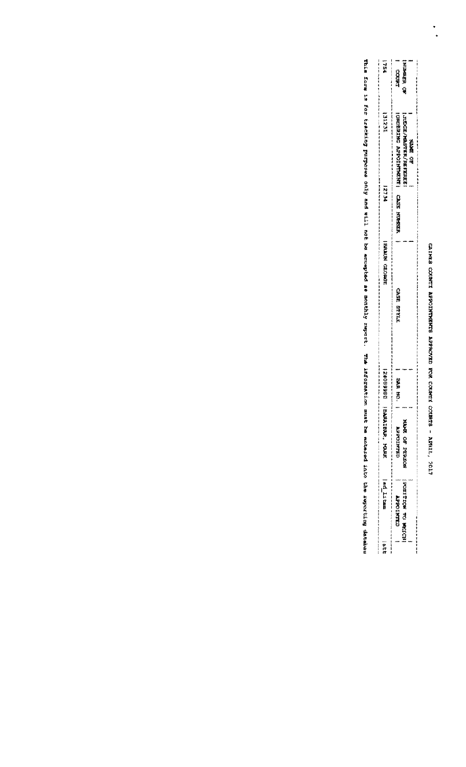# GAINES COUNTY APPOINTMENTS APPROVED FOR COUNTY COURTS - APRIL, 2017

| NUMBER OF COURT | NAME OF JUDGE/MASTER/REFEREE ORDERING APPOINTMENT | CASE NUMBER | CASE STYLE | BAR NO. | NAME OF PERSON APPOINTED | POSITION TO WHICH APPOINTED |
|---|---|---|---|---|---|---|
| 754 | 31231 | 2734 | BRAUN GEORGE | 24089980 | BARAIBAR, MARK | ad litem | att |

This form is for tracking purposes only and will not be accepted as monthly report. The information must be entered into the reporting database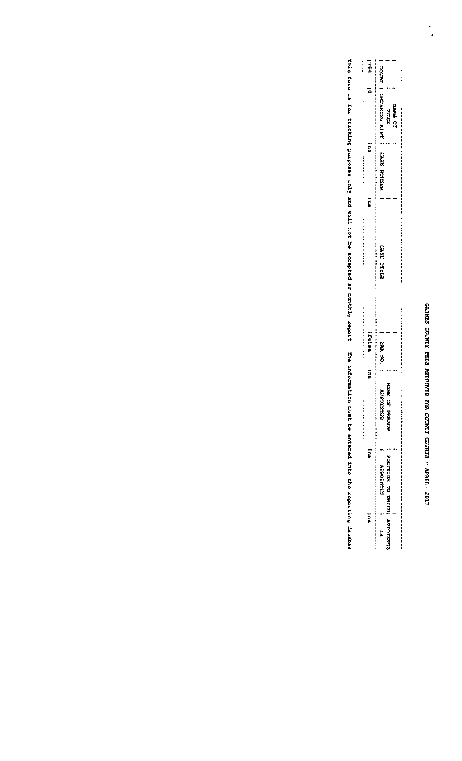# GAINES COUNTY FEES APPROVED FOR COUNTY COURTS - APRIL, 2017

| COURT | NAME OF JUDGE ORDERING APPT | CASE NUMBER | CASE STYLE | BAR NO. | NAME OF PERSON APPOINTED | POSITION TO WHICH APPOINTED | APPOINTEE IS |
|---|---|---|---|---|---|---|---|
| 1754 | 10 | na | na | false | na | na | na |

This form is for tracking purposes only and will not be accepted as monthly report. The information must be entered into the reporting database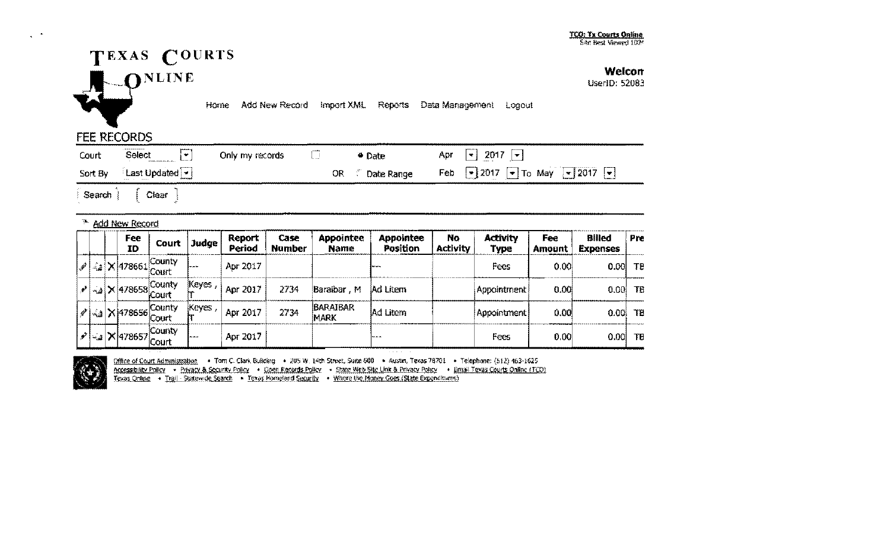TCO: Tx Courts Online
Site Best Viewed 1024

# TEXAS COURTS ONLINE

**Welcom**
UserID: 52083

Home Add New Record Import XML Reports Data Management Logout

## FEE RECORDS

Court Select | Only my records | • Date Apr 2017

Sort By Last Updated | OR Date Range Feb 2017 To May 2017

Search Clear

Add New Record

| | | | Fee ID | Court | Judge | Report Period | Case Number | Appointee Name | Appointee Position | No Activity | Activity Type | Fee Amount | Billed Expenses | Pre |
|---|---|---|---|---|---|---|---|---|---|---|---|---|---|---|
| | | X | 478661 | County Court | --- | Apr 2017 | | | --- | | Fees | 0.00 | 0.00 | TB |
| | | X | 478658 | County Court | Keyes , T | Apr 2017 | 2734 | Baraibar , M | Ad Litem | | Appointment | 0.00 | 0.00 | TB |
| | | X | 478656 | County Court | Keyes , T | Apr 2017 | 2734 | BARAIBAR MARK | Ad Litem | | Appointment | 0.00 | 0.00 | TB |
| | | X | 478657 | County Court | --- | Apr 2017 | | | --- | | Fees | 0.00 | 0.00 | TB |

Office of Court Administration • Tom C. Clark Building • 205 W. 14th Street, Suite 600 • Austin, Texas 78701 • Telephone: (512) 463-1625
Accessibility Policy • Privacy & Security Policy • Open Records Policy • State Web Site Link & Privacy Policy • Email Texas Courts Online (TCO)
Texas Online • Trail - Statewide Search • Texas Homeland Security • Where the Money Goes (State Expenditures)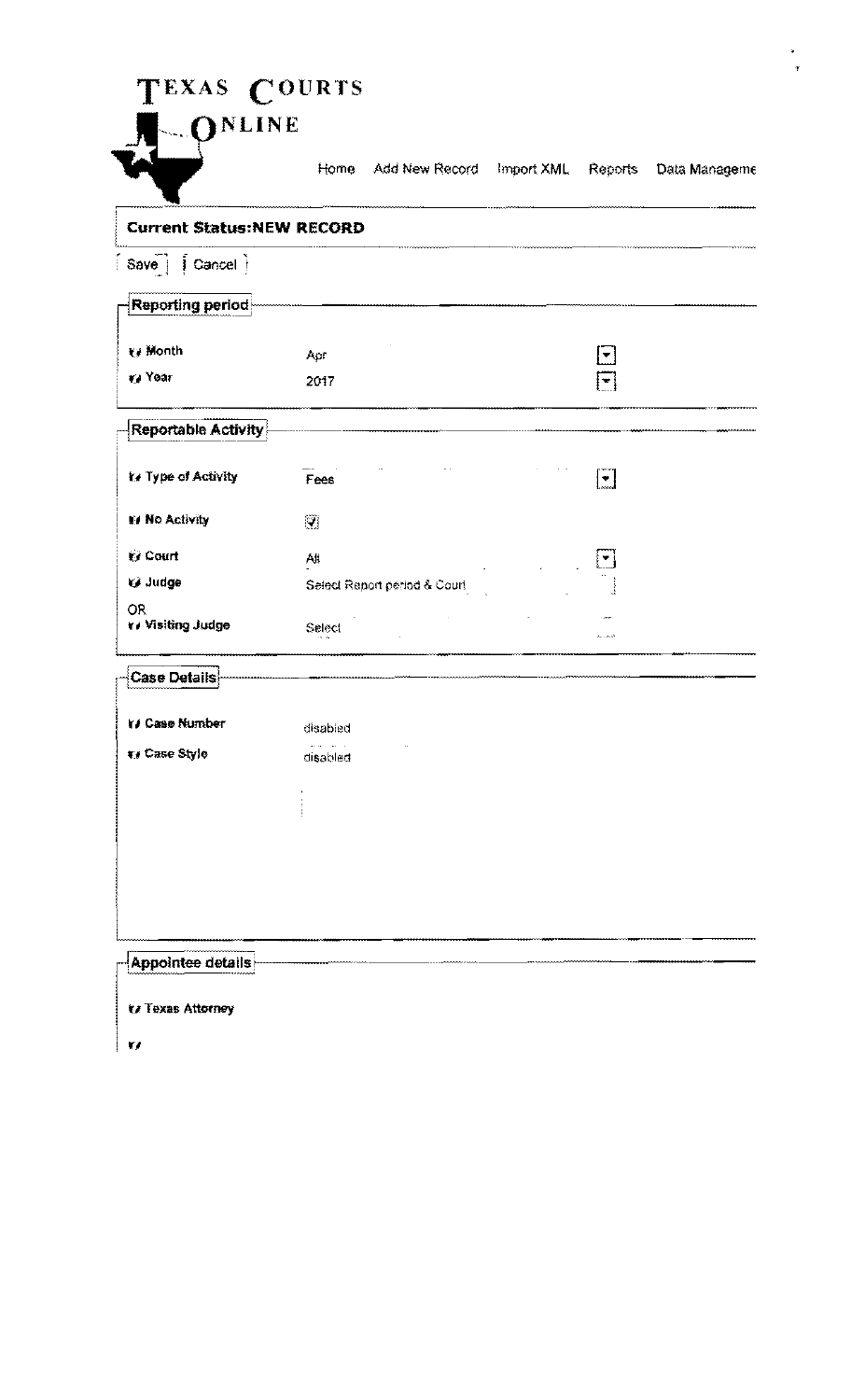# TEXAS COURTS ONLINE

Home | Add New Record | Import XML | Reports | Data Manageme

**Current Status:NEW RECORD**

Save | Cancel

## Reporting period

| | |
|---|---|
| Month | Apr |
| Year | 2017 |

## Reportable Activity

| | |
|---|---|
| Type of Activity | Fees |
| No Activity | ☑ |
| Court | All |
| Judge | Select Report period & Court |
| OR Visiting Judge | Select |

## Case Details

| | |
|---|---|
| Case Number | disabled |
| Case Style | disabled |

## Appointee details

Texas Attorney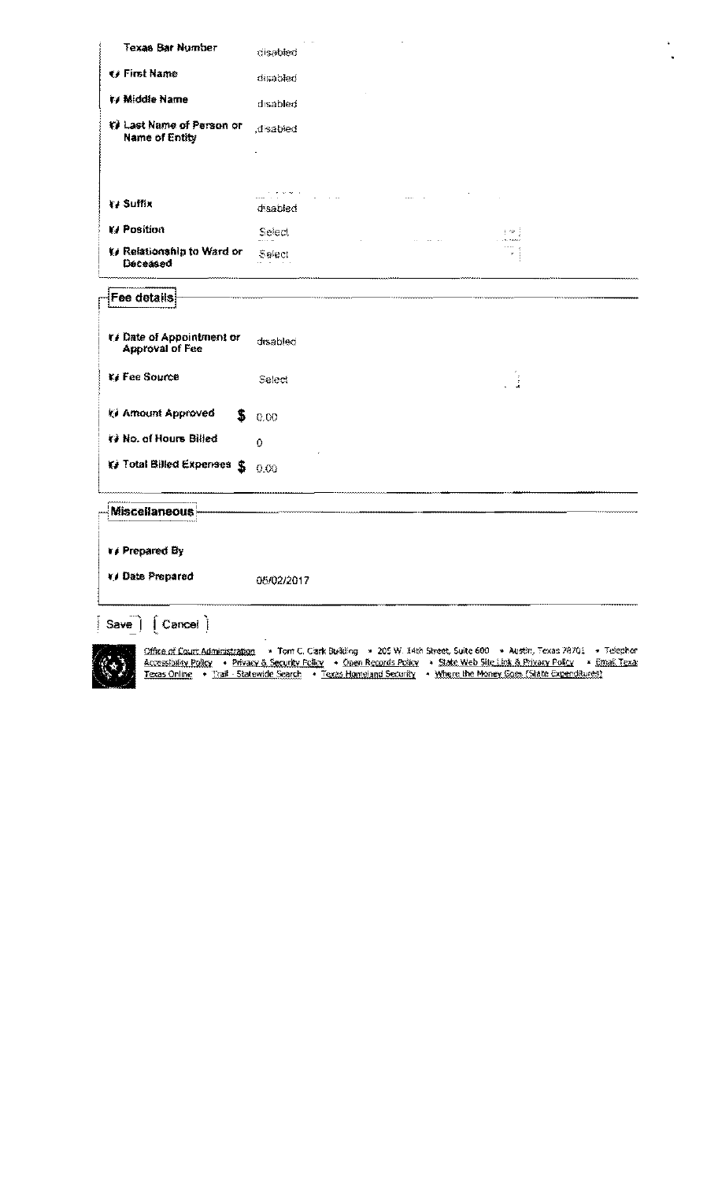| | |
|---|---|
| Texas Bar Number | disabled |
| First Name | disabled |
| Middle Name | disabled |
| Last Name of Person or Name of Entity | disabled |
| Suffix | disabled |
| Position | Select |
| Relationship to Ward or Deceased | Select |

**Fee details**

| | |
|---|---|
| Date of Appointment or Approval of Fee | disabled |
| Fee Source | Select |
| Amount Approved $ | 0.00 |
| No. of Hours Billed | 0 |
| Total Billed Expenses $ | 0.00 |

**Miscellaneous**

| | |
|---|---|
| Prepared By | |
| Date Prepared | 06/02/2017 |

Save | Cancel

Office of Court Administration • Tom C. Clark Building • 205 W. 14th Street, Suite 600 • Austin, Texas 78701 • Telephon
Accessibility Policy • Privacy & Security Policy • Open Records Policy • State Web Site Link & Privacy Policy • Email Texa
Texas Online • Trail - Statewide Search • Texas Homeland Security • Where the Money Goes (State Expenditures)